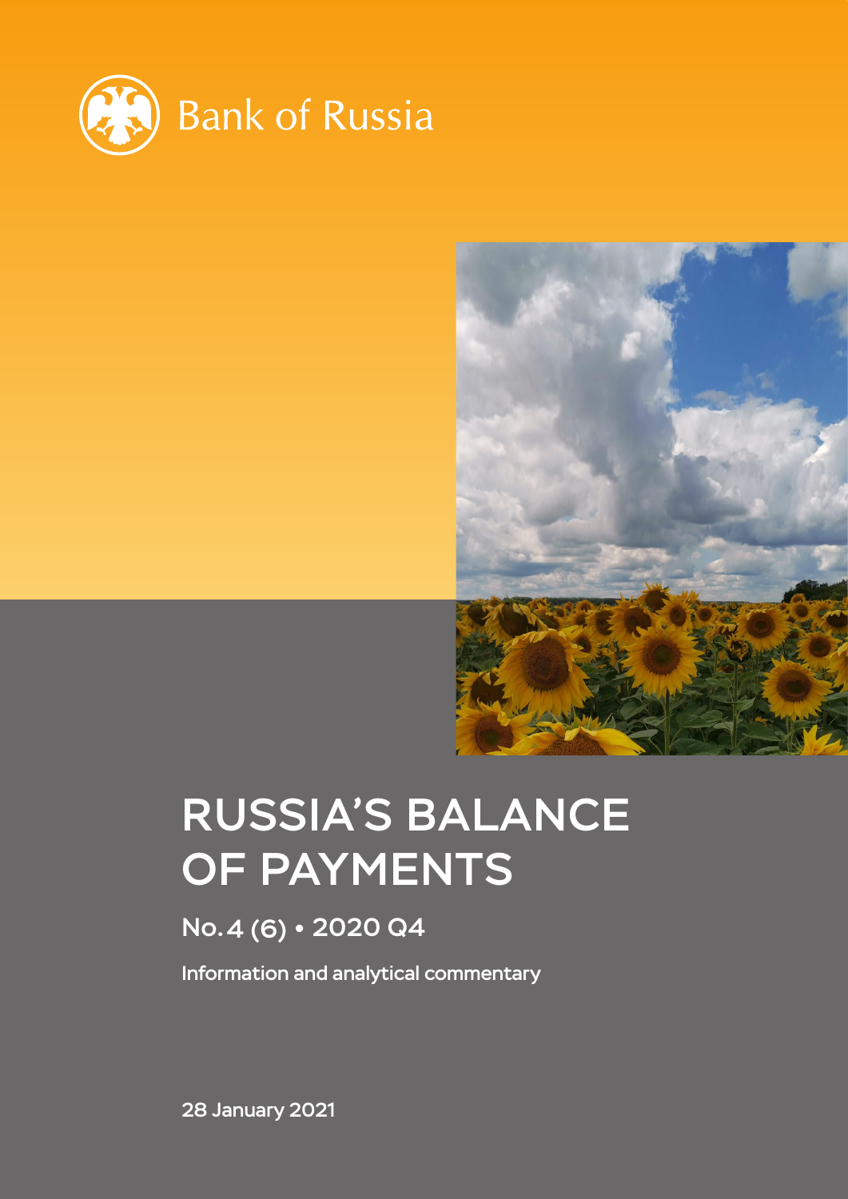Bank of Russia

# RUSSIA'S BALANCE OF PAYMENTS

## No. 4 (6) • 2020 Q4

Information and analytical commentary

28 January 2021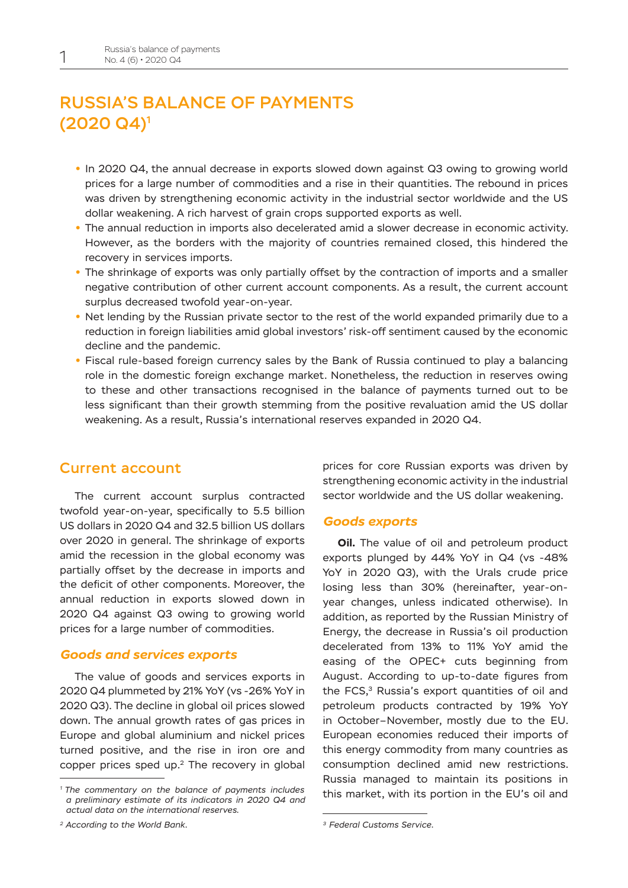# RUSSIA'S BALANCE OF PAYMENTS (2020 Q4)[1]

- In 2020 Q4, the annual decrease in exports slowed down against Q3 owing to growing world prices for a large number of commodities and a rise in their quantities. The rebound in prices was driven by strengthening economic activity in the industrial sector worldwide and the US dollar weakening. A rich harvest of grain crops supported exports as well.
- The annual reduction in imports also decelerated amid a slower decrease in economic activity. However, as the borders with the majority of countries remained closed, this hindered the recovery in services imports.
- The shrinkage of exports was only partially offset by the contraction of imports and a smaller negative contribution of other current account components. As a result, the current account surplus decreased twofold year-on-year.
- Net lending by the Russian private sector to the rest of the world expanded primarily due to a reduction in foreign liabilities amid global investors' risk-off sentiment caused by the economic decline and the pandemic.
- Fiscal rule-based foreign currency sales by the Bank of Russia continued to play a balancing role in the domestic foreign exchange market. Nonetheless, the reduction in reserves owing to these and other transactions recognised in the balance of payments turned out to be less significant than their growth stemming from the positive revaluation amid the US dollar weakening. As a result, Russia's international reserves expanded in 2020 Q4.

## Current account

The current account surplus contracted twofold year-on-year, specifically to 5.5 billion US dollars in 2020 Q4 and 32.5 billion US dollars over 2020 in general. The shrinkage of exports amid the recession in the global economy was partially offset by the decrease in imports and the deficit of other components. Moreover, the annual reduction in exports slowed down in 2020 Q4 against Q3 owing to growing world prices for a large number of commodities.

### *Goods and services exports*

The value of goods and services exports in 2020 Q4 plummeted by 21% YoY (vs -26% YoY in 2020 Q3). The decline in global oil prices slowed down. The annual growth rates of gas prices in Europe and global aluminium and nickel prices turned positive, and the rise in iron ore and copper prices sped up.[2] The recovery in global prices for core Russian exports was driven by strengthening economic activity in the industrial sector worldwide and the US dollar weakening.

### *Goods exports*

**Oil.** The value of oil and petroleum product exports plunged by 44% YoY in Q4 (vs -48% YoY in 2020 Q3), with the Urals crude price losing less than 30% (hereinafter, year-on-year changes, unless indicated otherwise). In addition, as reported by the Russian Ministry of Energy, the decrease in Russia's oil production decelerated from 13% to 11% YoY amid the easing of the OPEC+ cuts beginning from August. According to up-to-date figures from the FCS,[3] Russia's export quantities of oil and petroleum products contracted by 19% YoY in October–November, mostly due to the EU. European economies reduced their imports of this energy commodity from many countries as consumption declined amid new restrictions. Russia managed to maintain its positions in this market, with its portion in the EU's oil and

---

*[1] The commentary on the balance of payments includes a preliminary estimate of its indicators in 2020 Q4 and actual data on the international reserves.*

*[2] According to the World Bank.*

*[3] Federal Customs Service.*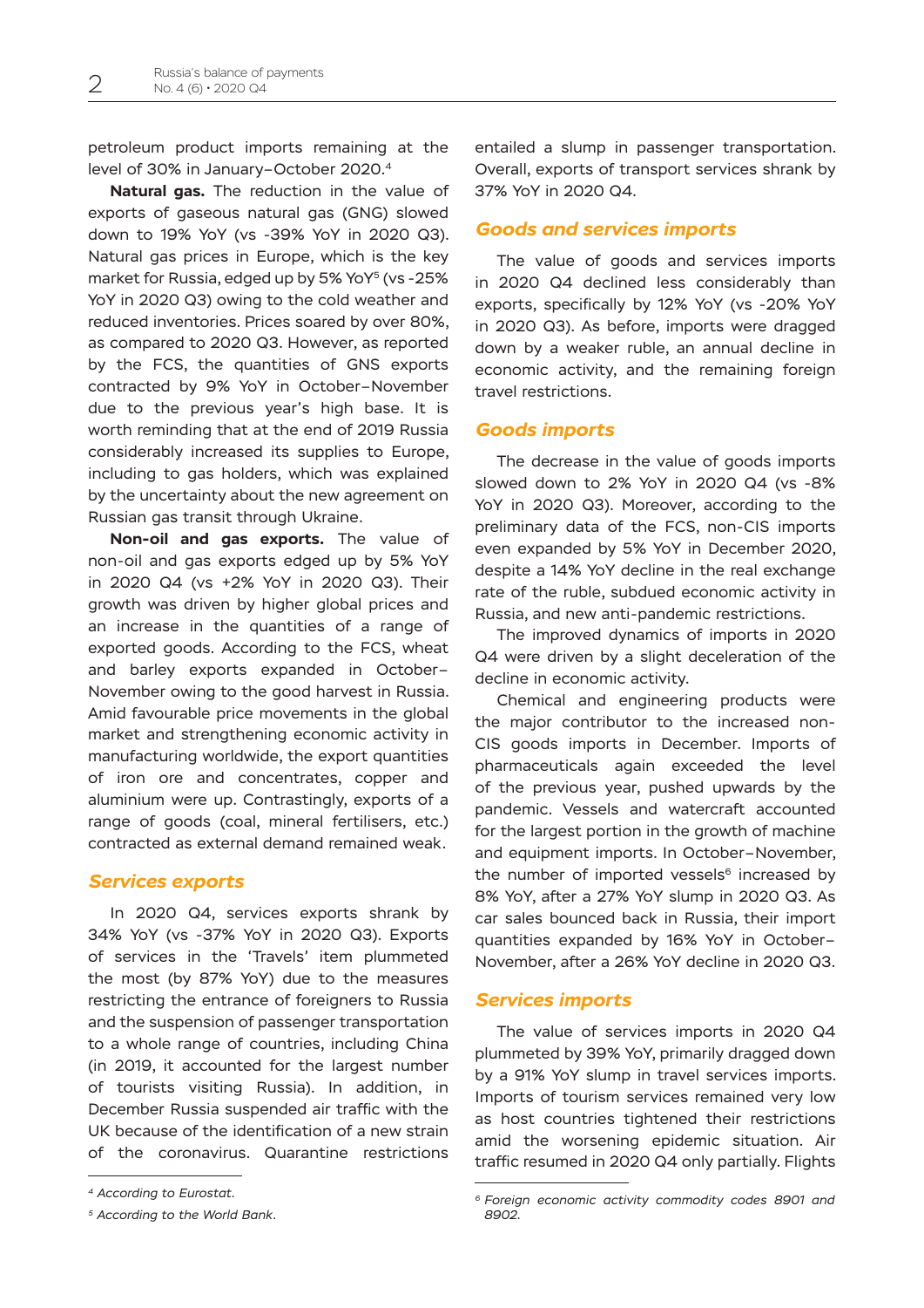petroleum product imports remaining at the level of 30% in January–October 2020.[4]

**Natural gas.** The reduction in the value of exports of gaseous natural gas (GNG) slowed down to 19% YoY (vs -39% YoY in 2020 Q3). Natural gas prices in Europe, which is the key market for Russia, edged up by 5% YoY[5] (vs -25% YoY in 2020 Q3) owing to the cold weather and reduced inventories. Prices soared by over 80%, as compared to 2020 Q3. However, as reported by the FCS, the quantities of GNS exports contracted by 9% YoY in October–November due to the previous year's high base. It is worth reminding that at the end of 2019 Russia considerably increased its supplies to Europe, including to gas holders, which was explained by the uncertainty about the new agreement on Russian gas transit through Ukraine.

**Non-oil and gas exports.** The value of non-oil and gas exports edged up by 5% YoY in 2020 Q4 (vs +2% YoY in 2020 Q3). Their growth was driven by higher global prices and an increase in the quantities of a range of exported goods. According to the FCS, wheat and barley exports expanded in October–November owing to the good harvest in Russia. Amid favourable price movements in the global market and strengthening economic activity in manufacturing worldwide, the export quantities of iron ore and concentrates, copper and aluminium were up. Contrastingly, exports of a range of goods (coal, mineral fertilisers, etc.) contracted as external demand remained weak.

## Services exports

In 2020 Q4, services exports shrank by 34% YoY (vs -37% YoY in 2020 Q3). Exports of services in the 'Travels' item plummeted the most (by 87% YoY) due to the measures restricting the entrance of foreigners to Russia and the suspension of passenger transportation to a whole range of countries, including China (in 2019, it accounted for the largest number of tourists visiting Russia). In addition, in December Russia suspended air traffic with the UK because of the identification of a new strain of the coronavirus. Quarantine restrictions entailed a slump in passenger transportation. Overall, exports of transport services shrank by 37% YoY in 2020 Q4.

## Goods and services imports

The value of goods and services imports in 2020 Q4 declined less considerably than exports, specifically by 12% YoY (vs -20% YoY in 2020 Q3). As before, imports were dragged down by a weaker ruble, an annual decline in economic activity, and the remaining foreign travel restrictions.

## Goods imports

The decrease in the value of goods imports slowed down to 2% YoY in 2020 Q4 (vs -8% YoY in 2020 Q3). Moreover, according to the preliminary data of the FCS, non-CIS imports even expanded by 5% YoY in December 2020, despite a 14% YoY decline in the real exchange rate of the ruble, subdued economic activity in Russia, and new anti-pandemic restrictions.

The improved dynamics of imports in 2020 Q4 were driven by a slight deceleration of the decline in economic activity.

Chemical and engineering products were the major contributor to the increased non-CIS goods imports in December. Imports of pharmaceuticals again exceeded the level of the previous year, pushed upwards by the pandemic. Vessels and watercraft accounted for the largest portion in the growth of machine and equipment imports. In October–November, the number of imported vessels[6] increased by 8% YoY, after a 27% YoY slump in 2020 Q3. As car sales bounced back in Russia, their import quantities expanded by 16% YoY in October–November, after a 26% YoY decline in 2020 Q3.

## Services imports

The value of services imports in 2020 Q4 plummeted by 39% YoY, primarily dragged down by a 91% YoY slump in travel services imports. Imports of tourism services remained very low as host countries tightened their restrictions amid the worsening epidemic situation. Air traffic resumed in 2020 Q4 only partially. Flights

---

[4] *According to Eurostat.*

[5] *According to the World Bank.*

[6] *Foreign economic activity commodity codes 8901 and 8902.*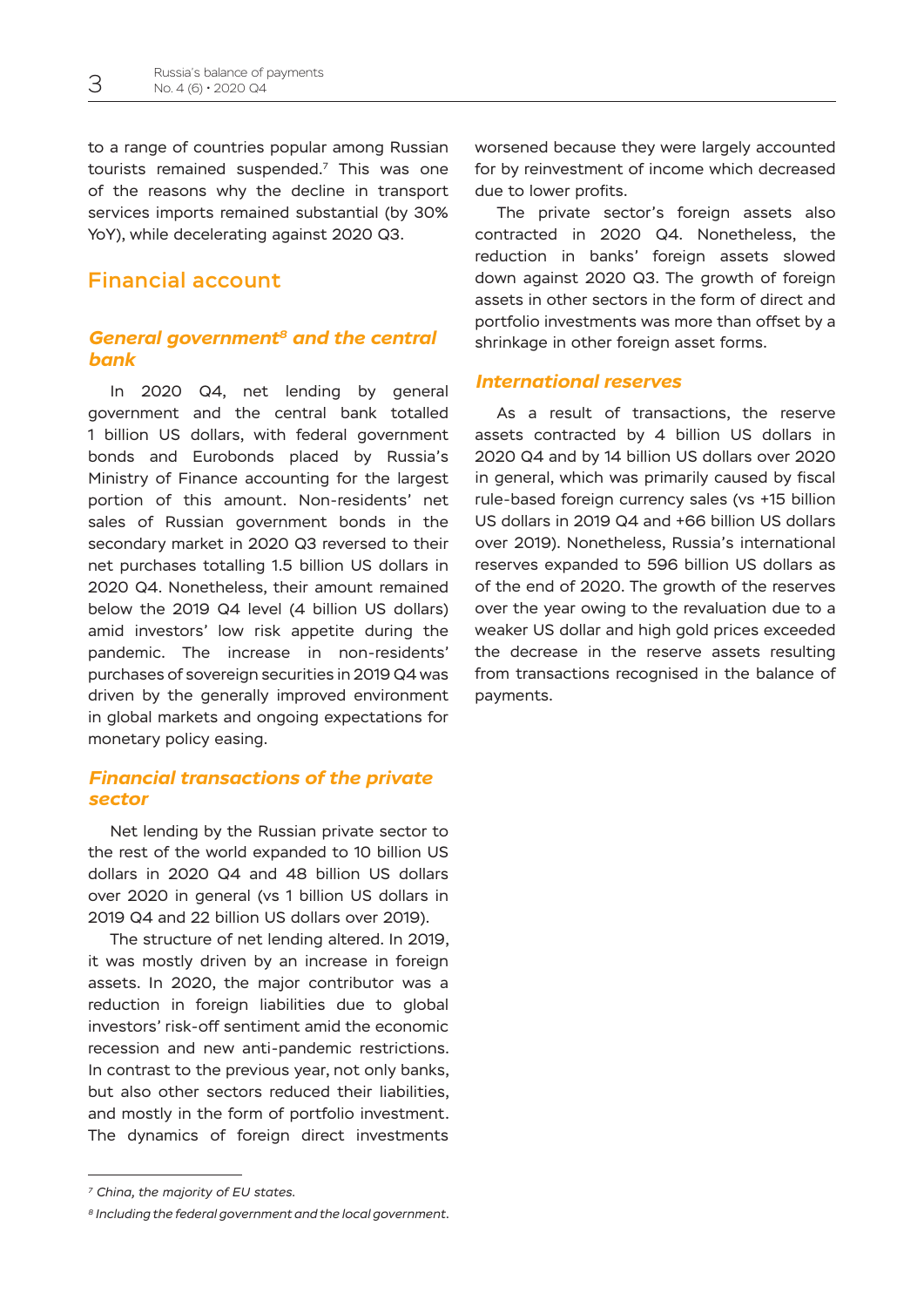to a range of countries popular among Russian tourists remained suspended.[7] This was one of the reasons why the decline in transport services imports remained substantial (by 30% YoY), while decelerating against 2020 Q3.

## Financial account

### *General government[8] and the central bank*

In 2020 Q4, net lending by general government and the central bank totalled 1 billion US dollars, with federal government bonds and Eurobonds placed by Russia's Ministry of Finance accounting for the largest portion of this amount. Non-residents' net sales of Russian government bonds in the secondary market in 2020 Q3 reversed to their net purchases totalling 1.5 billion US dollars in 2020 Q4. Nonetheless, their amount remained below the 2019 Q4 level (4 billion US dollars) amid investors' low risk appetite during the pandemic. The increase in non-residents' purchases of sovereign securities in 2019 Q4 was driven by the generally improved environment in global markets and ongoing expectations for monetary policy easing.

### *Financial transactions of the private sector*

Net lending by the Russian private sector to the rest of the world expanded to 10 billion US dollars in 2020 Q4 and 48 billion US dollars over 2020 in general (vs 1 billion US dollars in 2019 Q4 and 22 billion US dollars over 2019).

The structure of net lending altered. In 2019, it was mostly driven by an increase in foreign assets. In 2020, the major contributor was a reduction in foreign liabilities due to global investors' risk-off sentiment amid the economic recession and new anti-pandemic restrictions. In contrast to the previous year, not only banks, but also other sectors reduced their liabilities, and mostly in the form of portfolio investment. The dynamics of foreign direct investments worsened because they were largely accounted for by reinvestment of income which decreased due to lower profits.

The private sector's foreign assets also contracted in 2020 Q4. Nonetheless, the reduction in banks' foreign assets slowed down against 2020 Q3. The growth of foreign assets in other sectors in the form of direct and portfolio investments was more than offset by a shrinkage in other foreign asset forms.

### *International reserves*

As a result of transactions, the reserve assets contracted by 4 billion US dollars in 2020 Q4 and by 14 billion US dollars over 2020 in general, which was primarily caused by fiscal rule-based foreign currency sales (vs +15 billion US dollars in 2019 Q4 and +66 billion US dollars over 2019). Nonetheless, Russia's international reserves expanded to 596 billion US dollars as of the end of 2020. The growth of the reserves over the year owing to the revaluation due to a weaker US dollar and high gold prices exceeded the decrease in the reserve assets resulting from transactions recognised in the balance of payments.

---

[7] *China, the majority of EU states.*

[8] *Including the federal government and the local government.*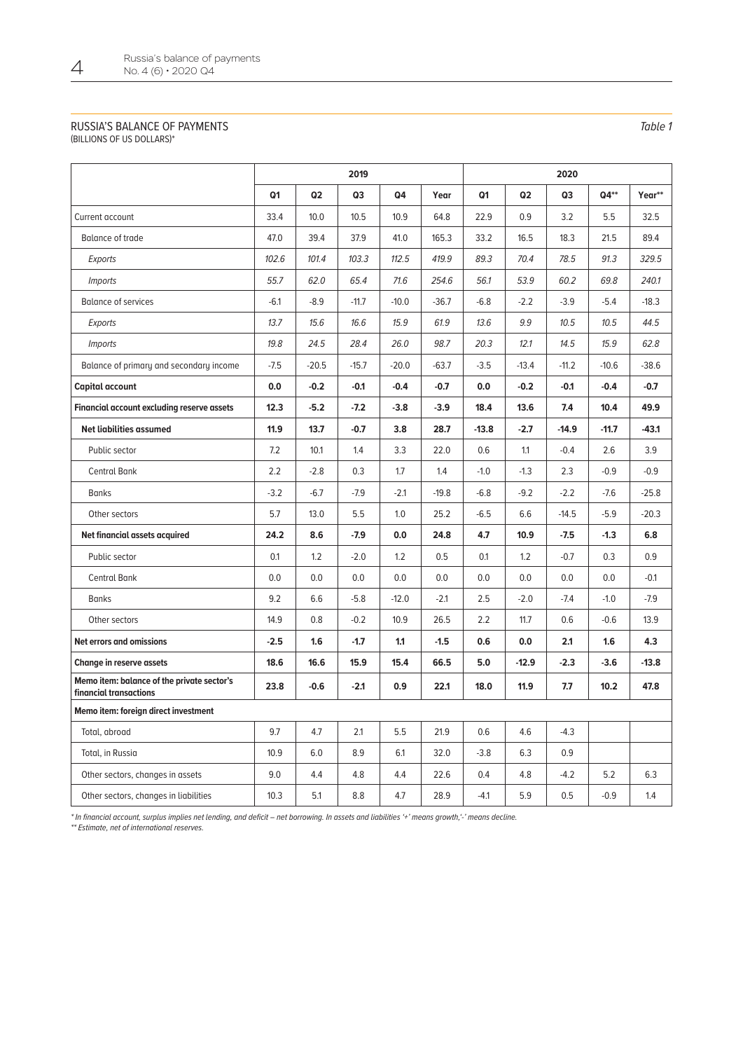## RUSSIA'S BALANCE OF PAYMENTS
(BILLIONS OF US DOLLARS)*

*Table 1*

| | 2019 | | | | | 2020 | | | | |
|---|---|---|---|---|---|---|---|---|---|---|
| | Q1 | Q2 | Q3 | Q4 | Year | Q1 | Q2 | Q3 | Q4** | Year** |
| Current account | 33.4 | 10.0 | 10.5 | 10.9 | 64.8 | 22.9 | 0.9 | 3.2 | 5.5 | 32.5 |
| Balance of trade | 47.0 | 39.4 | 37.9 | 41.0 | 165.3 | 33.2 | 16.5 | 18.3 | 21.5 | 89.4 |
| *Exports* | *102.6* | *101.4* | *103.3* | *112.5* | *419.9* | *89.3* | *70.4* | *78.5* | *91.3* | *329.5* |
| *Imports* | *55.7* | *62.0* | *65.4* | *71.6* | *254.6* | *56.1* | *53.9* | *60.2* | *69.8* | *240.1* |
| Balance of services | -6.1 | -8.9 | -11.7 | -10.0 | -36.7 | -6.8 | -2.2 | -3.9 | -5.4 | -18.3 |
| *Exports* | *13.7* | *15.6* | *16.6* | *15.9* | *61.9* | *13.6* | *9.9* | *10.5* | *10.5* | *44.5* |
| *Imports* | *19.8* | *24.5* | *28.4* | *26.0* | *98.7* | *20.3* | *12.1* | *14.5* | *15.9* | *62.8* |
| Balance of primary and secondary income | -7.5 | -20.5 | -15.7 | -20.0 | -63.7 | -3.5 | -13.4 | -11.2 | -10.6 | -38.6 |
| **Capital account** | **0.0** | **-0.2** | **-0.1** | **-0.4** | **-0.7** | **0.0** | **-0.2** | **-0.1** | **-0.4** | **-0.7** |
| **Financial account excluding reserve assets** | **12.3** | **-5.2** | **-7.2** | **-3.8** | **-3.9** | **18.4** | **13.6** | **7.4** | **10.4** | **49.9** |
| **Net liabilities assumed** | **11.9** | **13.7** | **-0.7** | **3.8** | **28.7** | **-13.8** | **-2.7** | **-14.9** | **-11.7** | **-43.1** |
| Public sector | 7.2 | 10.1 | 1.4 | 3.3 | 22.0 | 0.6 | 1.1 | -0.4 | 2.6 | 3.9 |
| Central Bank | 2.2 | -2.8 | 0.3 | 1.7 | 1.4 | -1.0 | -1.3 | 2.3 | -0.9 | -0.9 |
| Banks | -3.2 | -6.7 | -7.9 | -2.1 | -19.8 | -6.8 | -9.2 | -2.2 | -7.6 | -25.8 |
| Other sectors | 5.7 | 13.0 | 5.5 | 1.0 | 25.2 | -6.5 | 6.6 | -14.5 | -5.9 | -20.3 |
| **Net financial assets acquired** | **24.2** | **8.6** | **-7.9** | **0.0** | **24.8** | **4.7** | **10.9** | **-7.5** | **-1.3** | **6.8** |
| Public sector | 0.1 | 1.2 | -2.0 | 1.2 | 0.5 | 0.1 | 1.2 | -0.7 | 0.3 | 0.9 |
| Central Bank | 0.0 | 0.0 | 0.0 | 0.0 | 0.0 | 0.0 | 0.0 | 0.0 | 0.0 | -0.1 |
| Banks | 9.2 | 6.6 | -5.8 | -12.0 | -2.1 | 2.5 | -2.0 | -7.4 | -1.0 | -7.9 |
| Other sectors | 14.9 | 0.8 | -0.2 | 10.9 | 26.5 | 2.2 | 11.7 | 0.6 | -0.6 | 13.9 |
| **Net errors and omissions** | **-2.5** | **1.6** | **-1.7** | **1.1** | **-1.5** | **0.6** | **0.0** | **2.1** | **1.6** | **4.3** |
| **Change in reserve assets** | **18.6** | **16.6** | **15.9** | **15.4** | **66.5** | **5.0** | **-12.9** | **-2.3** | **-3.6** | **-13.8** |
| **Memo item: balance of the private sector's financial transactions** | **23.8** | **-0.6** | **-2.1** | **0.9** | **22.1** | **18.0** | **11.9** | **7.7** | **10.2** | **47.8** |
| **Memo item: foreign direct investment** | | | | | | | | | | |
| Total, abroad | 9.7 | 4.7 | 2.1 | 5.5 | 21.9 | 0.6 | 4.6 | -4.3 | | |
| Total, in Russia | 10.9 | 6.0 | 8.9 | 6.1 | 32.0 | -3.8 | 6.3 | 0.9 | | |
| Other sectors, changes in assets | 9.0 | 4.4 | 4.8 | 4.4 | 22.6 | 0.4 | 4.8 | -4.2 | 5.2 | 6.3 |
| Other sectors, changes in liabilities | 10.3 | 5.1 | 8.8 | 4.7 | 28.9 | -4.1 | 5.9 | 0.5 | -0.9 | 1.4 |

*\* In financial account, surplus implies net lending, and deficit – net borrowing. In assets and liabilities '+' means growth,'-' means decline.*

*\*\* Estimate, net of international reserves.*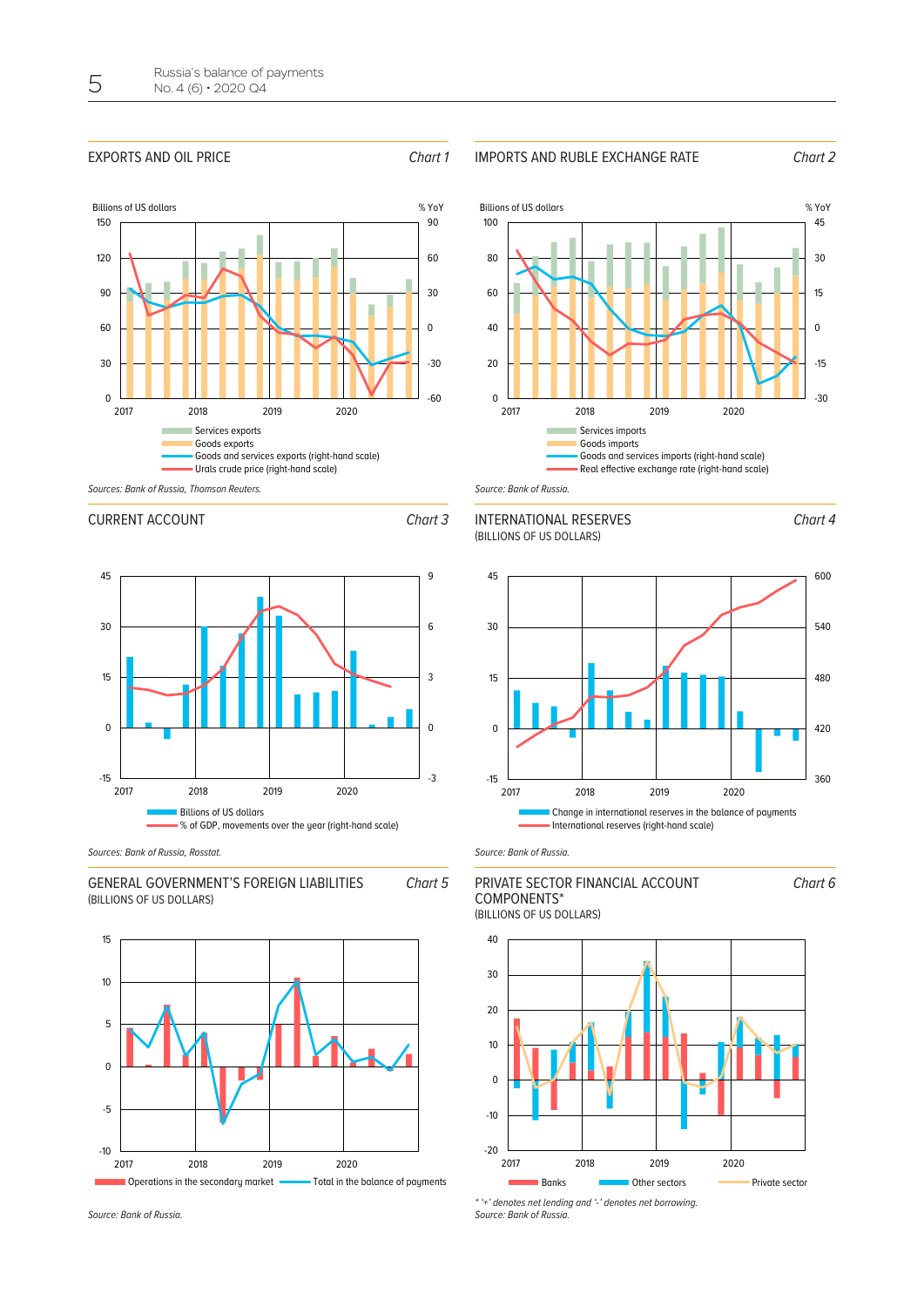## EXPORTS AND OIL PRICE

*Chart 1*

Billions of US dollars | % YoY

- Services exports
- Goods exports
- Goods and services exports (right-hand scale)
- Urals crude price (right-hand scale)

*Sources: Bank of Russia, Thomson Reuters.*

## IMPORTS AND RUBLE EXCHANGE RATE

*Chart 2*

Billions of US dollars | % YoY

- Services imports
- Goods imports
- Goods and services imports (right-hand scale)
- Real effective exchange rate (right-hand scale)

*Source: Bank of Russia.*

## CURRENT ACCOUNT

*Chart 3*

- Billions of US dollars
- % of GDP, movements over the year (right-hand scale)

*Sources: Bank of Russia, Rosstat.*

## INTERNATIONAL RESERVES

(BILLIONS OF US DOLLARS)

*Chart 4*

- Change in international reserves in the balance of payments
- International reserves (right-hand scale)

*Source: Bank of Russia.*

## GENERAL GOVERNMENT'S FOREIGN LIABILITIES

(BILLIONS OF US DOLLARS)

*Chart 5*

- Operations in the secondary market
- Total in the balance of payments

*Source: Bank of Russia.*

## PRIVATE SECTOR FINANCIAL ACCOUNT COMPONENTS*

(BILLIONS OF US DOLLARS)

*Chart 6*

- Banks
- Other sectors
- Private sector

*\* '+' denotes net lending and '-' denotes net borrowing.*

*Source: Bank of Russia.*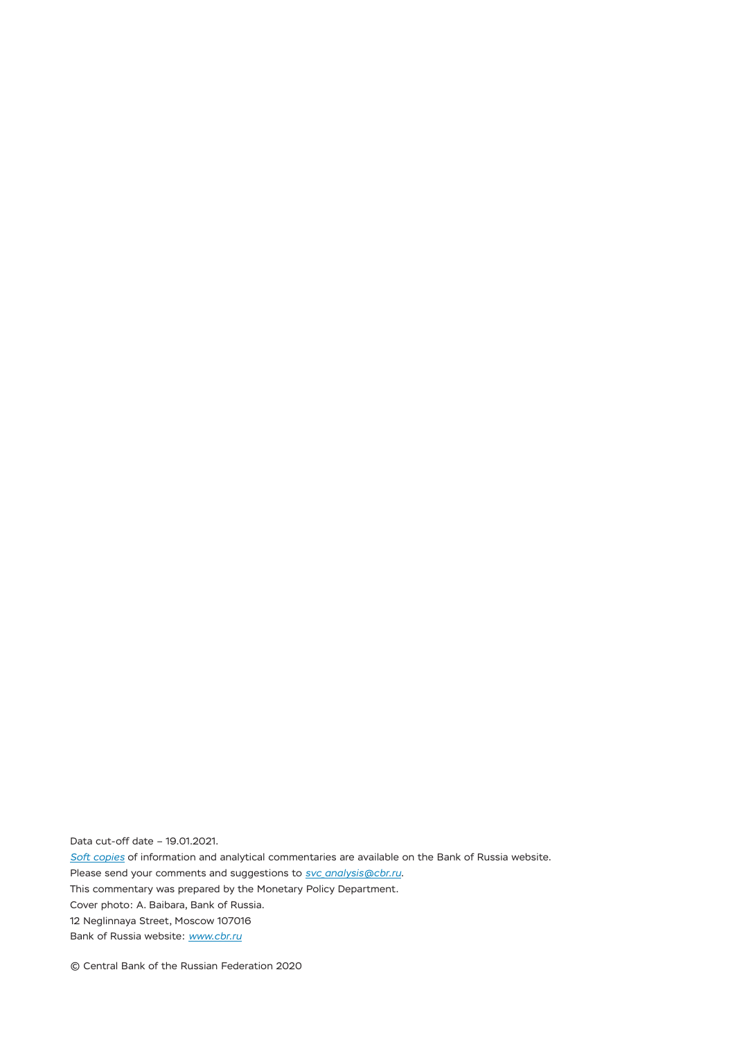Data cut-off date – 19.01.2021.

*Soft copies* of information and analytical commentaries are available on the Bank of Russia website.

Please send your comments and suggestions to *svc_analysis@cbr.ru*.

This commentary was prepared by the Monetary Policy Department.

Cover photo: A. Baibara, Bank of Russia.

12 Neglinnaya Street, Moscow 107016

Bank of Russia website: *www.cbr.ru*

© Central Bank of the Russian Federation 2020